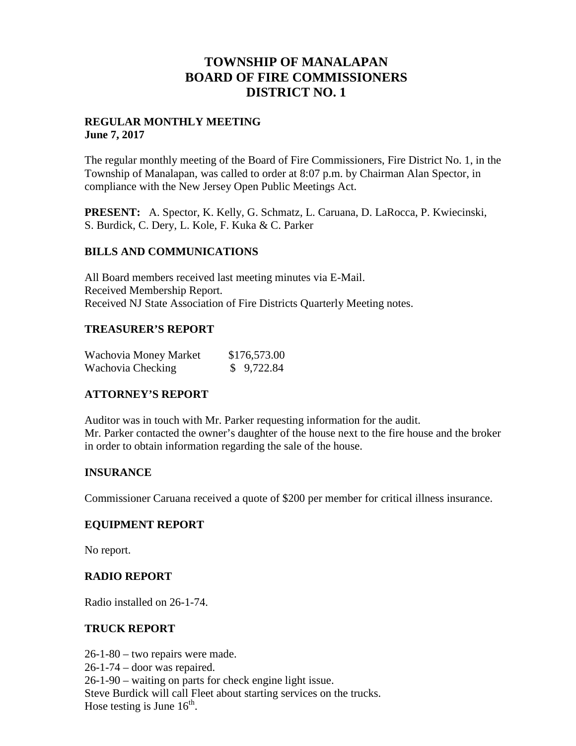# TOWNSHIP OF MANALAPAN
# BOARD OF FIRE COMMISSIONERS
# DISTRICT NO. 1

**REGULAR MONTHLY MEETING**
**June 7, 2017**

The regular monthly meeting of the Board of Fire Commissioners, Fire District No. 1, in the Township of Manalapan, was called to order at 8:07 p.m. by Chairman Alan Spector, in compliance with the New Jersey Open Public Meetings Act.

**PRESENT:** A. Spector, K. Kelly, G. Schmatz, L. Caruana, D. LaRocca, P. Kwiecinski, S. Burdick, C. Dery, L. Kole, F. Kuka & C. Parker

## BILLS AND COMMUNICATIONS

All Board members received last meeting minutes via E-Mail.
Received Membership Report.
Received NJ State Association of Fire Districts Quarterly Meeting notes.

## TREASURER'S REPORT

| | |
|---|---|
| Wachovia Money Market | $176,573.00 |
| Wachovia Checking | $ 9,722.84 |

## ATTORNEY'S REPORT

Auditor was in touch with Mr. Parker requesting information for the audit.
Mr. Parker contacted the owner's daughter of the house next to the fire house and the broker in order to obtain information regarding the sale of the house.

## INSURANCE

Commissioner Caruana received a quote of $200 per member for critical illness insurance.

## EQUIPMENT REPORT

No report.

## RADIO REPORT

Radio installed on 26-1-74.

## TRUCK REPORT

26-1-80 – two repairs were made.
26-1-74 – door was repaired.
26-1-90 – waiting on parts for check engine light issue.
Steve Burdick will call Fleet about starting services on the trucks.
Hose testing is June 16th.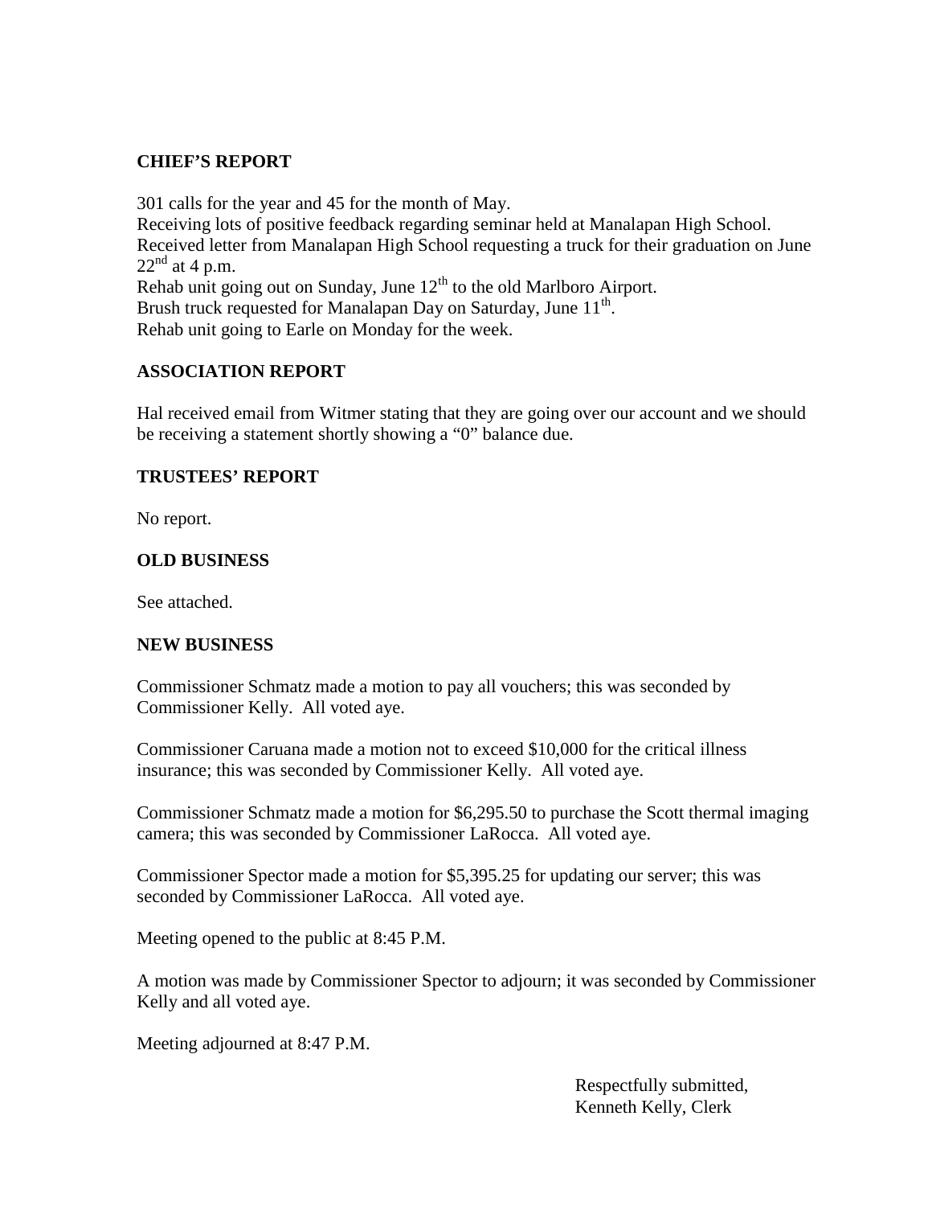## CHIEF'S REPORT

301 calls for the year and 45 for the month of May.
Receiving lots of positive feedback regarding seminar held at Manalapan High School.
Received letter from Manalapan High School requesting a truck for their graduation on June 22nd at 4 p.m.
Rehab unit going out on Sunday, June 12th to the old Marlboro Airport.
Brush truck requested for Manalapan Day on Saturday, June 11th.
Rehab unit going to Earle on Monday for the week.

## ASSOCIATION REPORT

Hal received email from Witmer stating that they are going over our account and we should be receiving a statement shortly showing a "0" balance due.

## TRUSTEES' REPORT

No report.

## OLD BUSINESS

See attached.

## NEW BUSINESS

Commissioner Schmatz made a motion to pay all vouchers; this was seconded by Commissioner Kelly. All voted aye.

Commissioner Caruana made a motion not to exceed $10,000 for the critical illness insurance; this was seconded by Commissioner Kelly. All voted aye.

Commissioner Schmatz made a motion for $6,295.50 to purchase the Scott thermal imaging camera; this was seconded by Commissioner LaRocca. All voted aye.

Commissioner Spector made a motion for $5,395.25 for updating our server; this was seconded by Commissioner LaRocca. All voted aye.

Meeting opened to the public at 8:45 P.M.

A motion was made by Commissioner Spector to adjourn; it was seconded by Commissioner Kelly and all voted aye.

Meeting adjourned at 8:47 P.M.

Respectfully submitted,
Kenneth Kelly, Clerk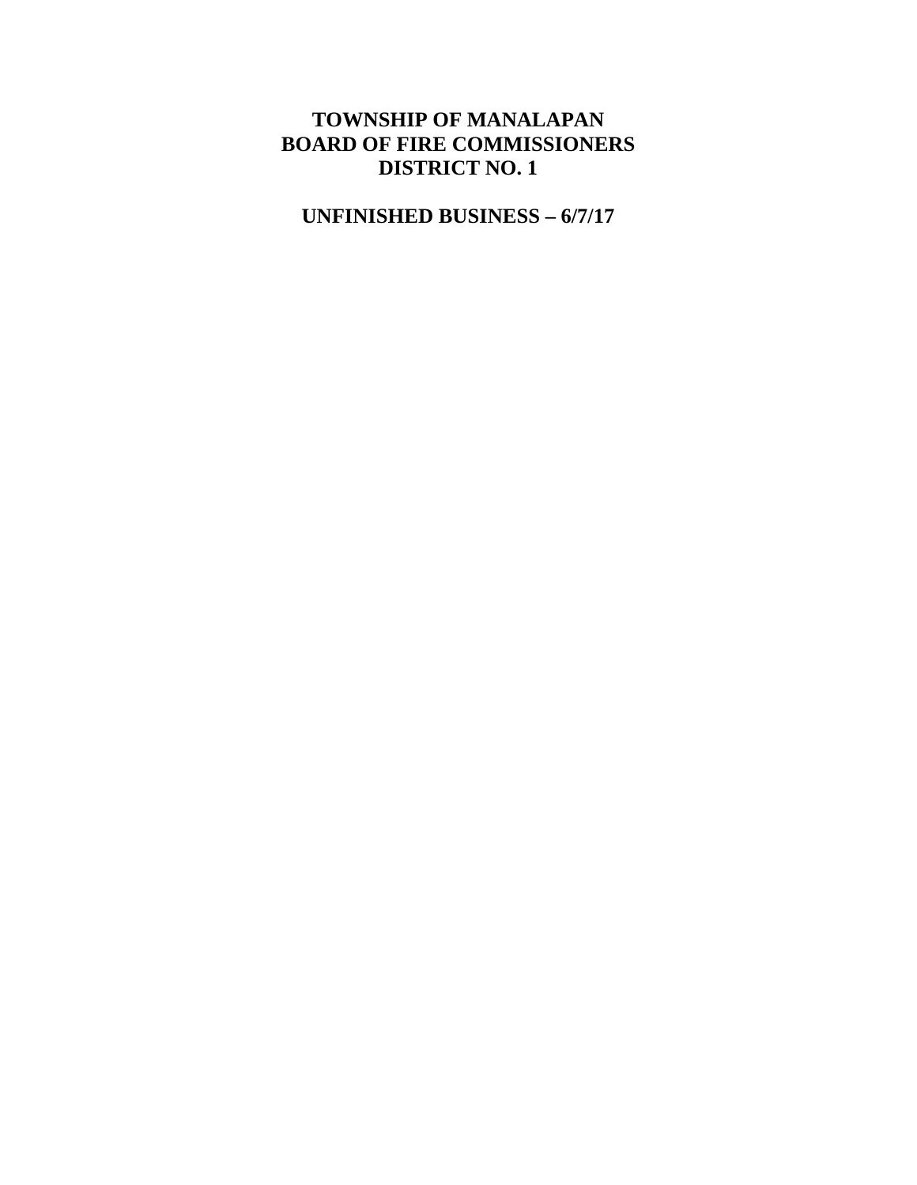# TOWNSHIP OF MANALAPAN
# BOARD OF FIRE COMMISSIONERS
# DISTRICT NO. 1

## UNFINISHED BUSINESS – 6/7/17